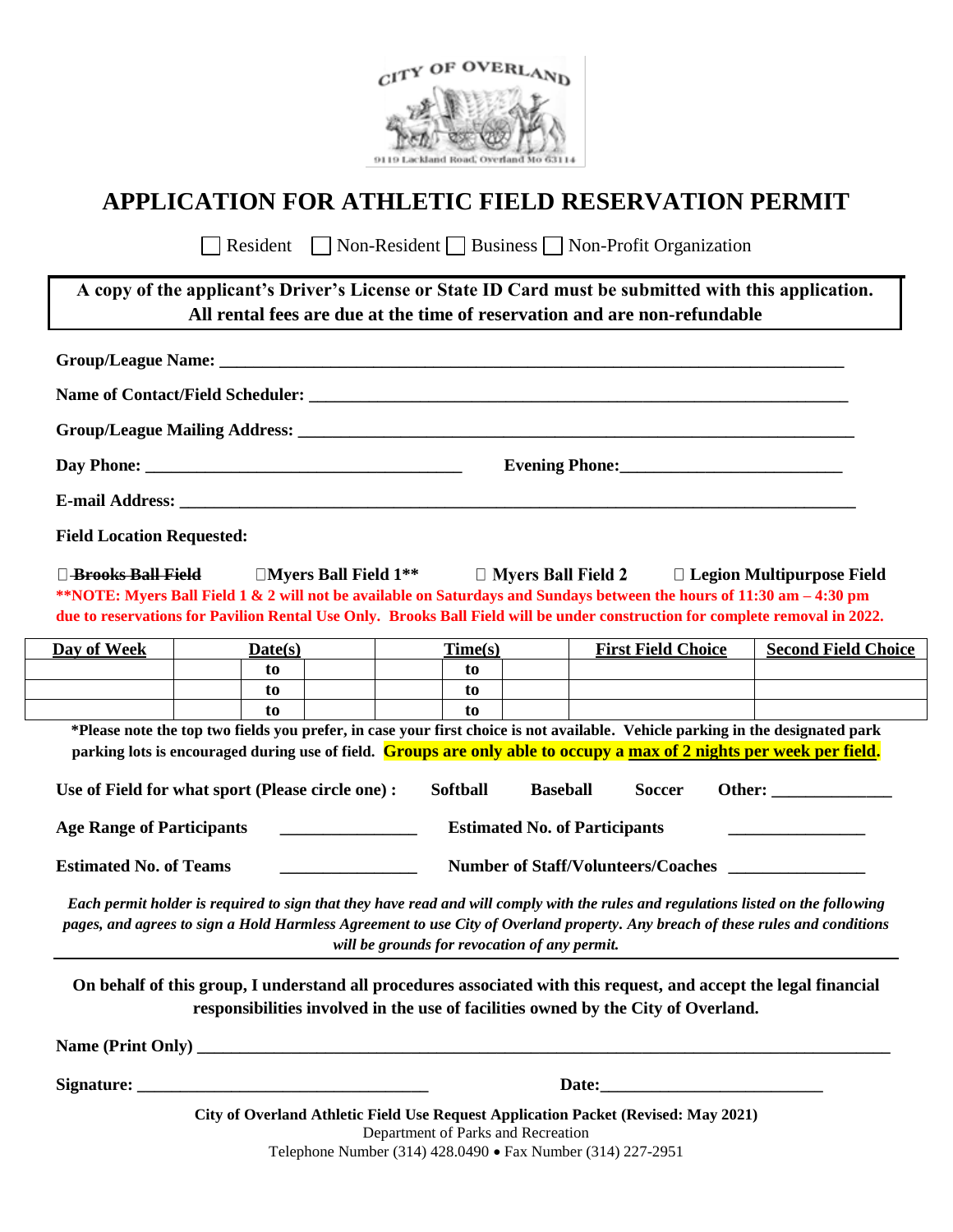CITY OF OVERLAND

9119 Lackland Road, Overland Mo 63114

# APPLICATION FOR ATHLETIC FIELD RESERVATION PERMIT

☐ Resident ☐ Non-Resident ☐ Business ☐ Non-Profit Organization

**A copy of the applicant's Driver's License or State ID Card must be submitted with this application. All rental fees are due at the time of reservation and are non-refundable**

**Group/League Name:** ______________________________________________

**Name of Contact/Field Scheduler:** ______________________________________________

**Group/League Mailing Address:** ______________________________________________

**Day Phone:** ____________________________ **Evening Phone:** ____________________

**E-mail Address:** ______________________________________________

**Field Location Requested:**

☐ ~~**Brooks Ball Field**~~ ☐**Myers Ball Field 1**** ☐ **Myers Ball Field 2** ☐ **Legion Multipurpose Field**

****NOTE: Myers Ball Field 1 & 2 will not be available on Saturdays and Sundays between the hours of 11:30 am – 4:30 pm due to reservations for Pavilion Rental Use Only. Brooks Ball Field will be under construction for complete removal in 2022.**

| Day of Week | Date(s) | | | Time(s) | | | First Field Choice | Second Field Choice |
|---|---|---|---|---|---|---|---|---|
| | | to | | | to | | | |
| | | to | | | to | | | |
| | | to | | | to | | | |

***Please note the top two fields you prefer, in case your first choice is not available. Vehicle parking in the designated park parking lots is encouraged during use of field. Groups are only able to occupy a max of 2 nights per week per field.**

**Use of Field for what sport (Please circle one) :** **Softball** **Baseball** **Soccer** **Other:** ____________

**Age Range of Participants** ______________ **Estimated No. of Participants** ______________

**Estimated No. of Teams** ______________ **Number of Staff/Volunteers/Coaches** ______________

*Each permit holder is required to sign that they have read and will comply with the rules and regulations listed on the following pages, and agrees to sign a Hold Harmless Agreement to use City of Overland property. Any breach of these rules and conditions will be grounds for revocation of any permit.*

**On behalf of this group, I understand all procedures associated with this request, and accept the legal financial responsibilities involved in the use of facilities owned by the City of Overland.**

**Name (Print Only)** ______________________________________________

**Signature:** ____________________________ **Date:** ____________________

**City of Overland Athletic Field Use Request Application Packet (Revised: May 2021)**
Department of Parks and Recreation
Telephone Number (314) 428.0490 • Fax Number (314) 227-2951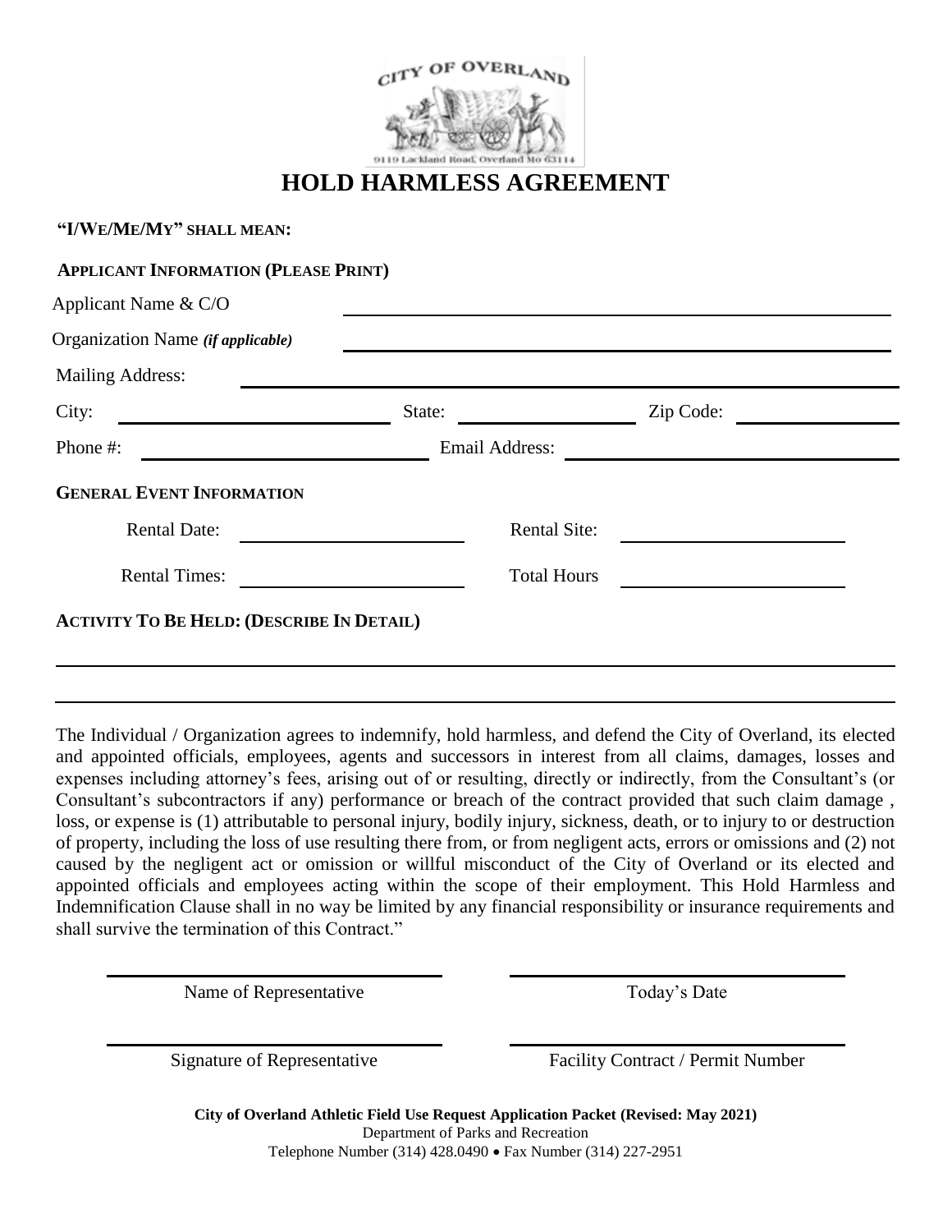CITY OF OVERLAND

9119 Lackland Road, Overland Mo 63114

# HOLD HARMLESS AGREEMENT

**"I/WE/ME/MY" SHALL MEAN:**

**APPLICANT INFORMATION (PLEASE PRINT)**

Applicant Name & C/O \_\_\_\_\_\_\_\_\_\_\_\_\_\_\_\_\_\_\_\_

Organization Name ***(if applicable)*** \_\_\_\_\_\_\_\_\_\_\_\_\_\_\_\_\_\_\_\_

Mailing Address: \_\_\_\_\_\_\_\_\_\_\_\_\_\_\_\_\_\_\_\_

City: \_\_\_\_\_\_\_\_\_\_ State: \_\_\_\_\_\_\_\_\_\_ Zip Code: \_\_\_\_\_\_\_\_\_\_

Phone #: \_\_\_\_\_\_\_\_\_\_ Email Address: \_\_\_\_\_\_\_\_\_\_

**GENERAL EVENT INFORMATION**

Rental Date: \_\_\_\_\_\_\_\_\_\_ Rental Site: \_\_\_\_\_\_\_\_\_\_

Rental Times: \_\_\_\_\_\_\_\_\_\_ Total Hours \_\_\_\_\_\_\_\_\_\_

**ACTIVITY TO BE HELD: (DESCRIBE IN DETAIL)**

\_\_\_\_\_\_\_\_\_\_\_\_\_\_\_\_\_\_\_\_\_\_\_\_\_\_\_\_\_\_\_\_\_\_\_\_\_\_\_\_

\_\_\_\_\_\_\_\_\_\_\_\_\_\_\_\_\_\_\_\_\_\_\_\_\_\_\_\_\_\_\_\_\_\_\_\_\_\_\_\_

The Individual / Organization agrees to indemnify, hold harmless, and defend the City of Overland, its elected and appointed officials, employees, agents and successors in interest from all claims, damages, losses and expenses including attorney's fees, arising out of or resulting, directly or indirectly, from the Consultant's (or Consultant's subcontractors if any) performance or breach of the contract provided that such claim damage , loss, or expense is (1) attributable to personal injury, bodily injury, sickness, death, or to injury to or destruction of property, including the loss of use resulting there from, or from negligent acts, errors or omissions and (2) not caused by the negligent act or omission or willful misconduct of the City of Overland or its elected and appointed officials and employees acting within the scope of their employment. This Hold Harmless and Indemnification Clause shall in no way be limited by any financial responsibility or insurance requirements and shall survive the termination of this Contract."

\_\_\_\_\_\_\_\_\_\_\_\_\_\_\_\_\_\_\_\_ \_\_\_\_\_\_\_\_\_\_\_\_\_\_\_\_\_\_\_\_

Name of Representative — Today's Date

\_\_\_\_\_\_\_\_\_\_\_\_\_\_\_\_\_\_\_\_ \_\_\_\_\_\_\_\_\_\_\_\_\_\_\_\_\_\_\_\_

Signature of Representative — Facility Contract / Permit Number

**City of Overland Athletic Field Use Request Application Packet (Revised: May 2021)**
Department of Parks and Recreation
Telephone Number (314) 428.0490 • Fax Number (314) 227-2951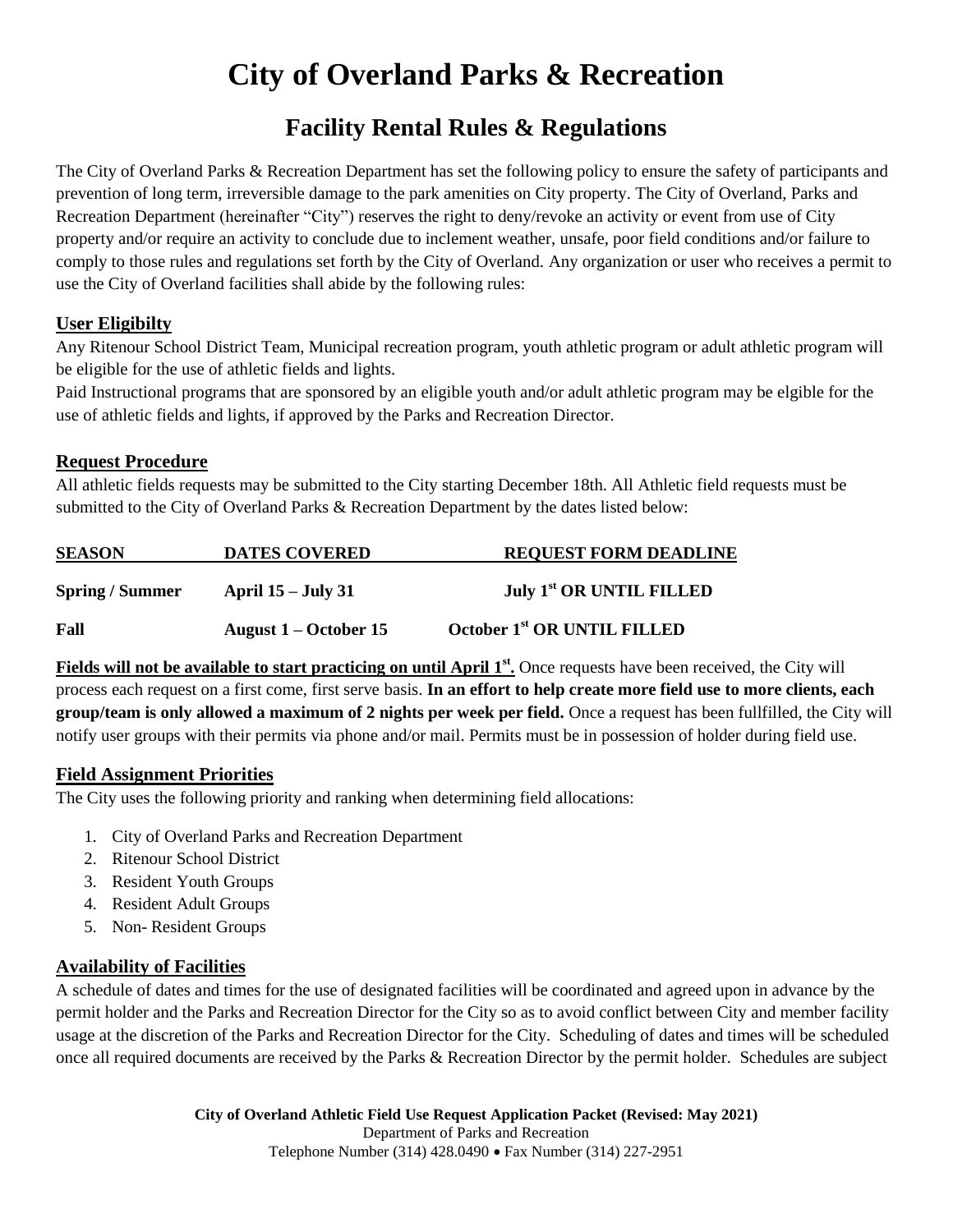# City of Overland Parks & Recreation

## Facility Rental Rules & Regulations

The City of Overland Parks & Recreation Department has set the following policy to ensure the safety of participants and prevention of long term, irreversible damage to the park amenities on City property. The City of Overland, Parks and Recreation Department (hereinafter "City") reserves the right to deny/revoke an activity or event from use of City property and/or require an activity to conclude due to inclement weather, unsafe, poor field conditions and/or failure to comply to those rules and regulations set forth by the City of Overland. Any organization or user who receives a permit to use the City of Overland facilities shall abide by the following rules:

### User Eligibilty

Any Ritenour School District Team, Municipal recreation program, youth athletic program or adult athletic program will be eligible for the use of athletic fields and lights.

Paid Instructional programs that are sponsored by an eligible youth and/or adult athletic program may be elgible for the use of athletic fields and lights, if approved by the Parks and Recreation Director.

### Request Procedure

All athletic fields requests may be submitted to the City starting December 18th. All Athletic field requests must be submitted to the City of Overland Parks & Recreation Department by the dates listed below:

| SEASON | DATES COVERED | REQUEST FORM DEADLINE |
|---|---|---|
| **Spring / Summer** | **April 15 – July 31** | **July 1st OR UNTIL FILLED** |
| **Fall** | **August 1 – October 15** | **October 1st OR UNTIL FILLED** |

**Fields will not be available to start practicing on until April 1st.** Once requests have been received, the City will process each request on a first come, first serve basis. **In an effort to help create more field use to more clients, each group/team is only allowed a maximum of 2 nights per week per field.** Once a request has been fullfilled, the City will notify user groups with their permits via phone and/or mail. Permits must be in possession of holder during field use.

### Field Assignment Priorities

The City uses the following priority and ranking when determining field allocations:

1. City of Overland Parks and Recreation Department
2. Ritenour School District
3. Resident Youth Groups
4. Resident Adult Groups
5. Non- Resident Groups

### Availability of Facilities

A schedule of dates and times for the use of designated facilities will be coordinated and agreed upon in advance by the permit holder and the Parks and Recreation Director for the City so as to avoid conflict between City and member facility usage at the discretion of the Parks and Recreation Director for the City. Scheduling of dates and times will be scheduled once all required documents are received by the Parks & Recreation Director by the permit holder. Schedules are subject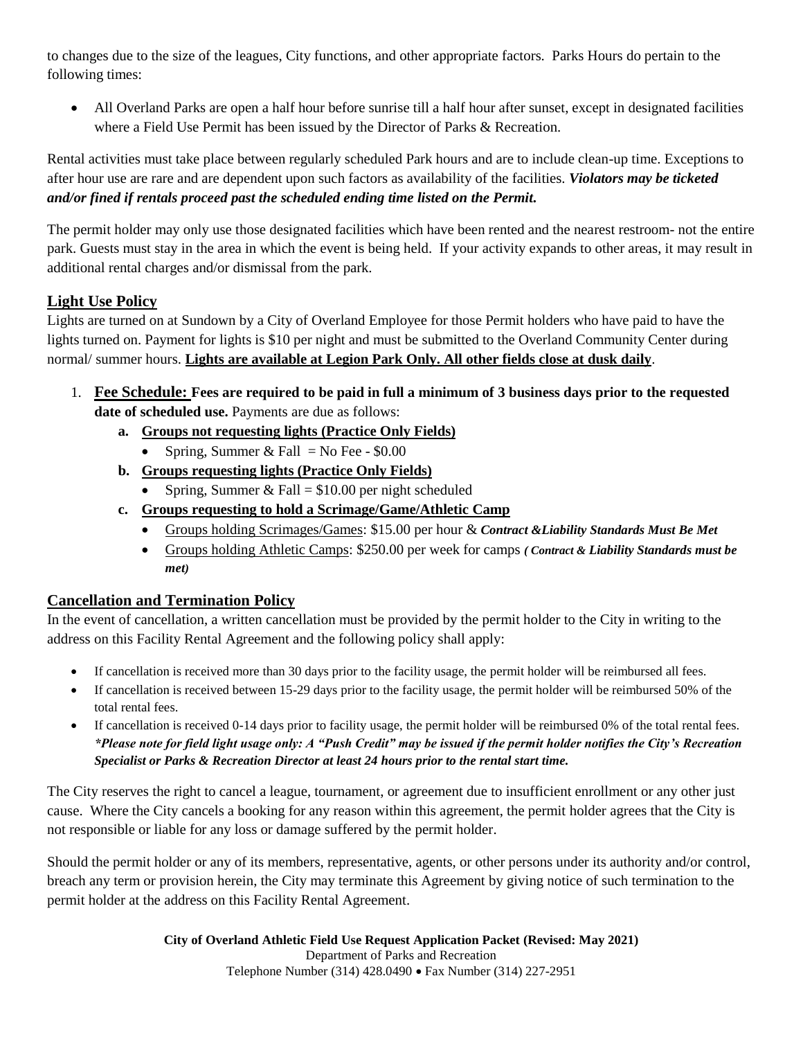to changes due to the size of the leagues, City functions, and other appropriate factors. Parks Hours do pertain to the following times:

- All Overland Parks are open a half hour before sunrise till a half hour after sunset, except in designated facilities where a Field Use Permit has been issued by the Director of Parks & Recreation.

Rental activities must take place between regularly scheduled Park hours and are to include clean-up time. Exceptions to after hour use are rare and are dependent upon such factors as availability of the facilities. ***Violators may be ticketed and/or fined if rentals proceed past the scheduled ending time listed on the Permit.***

The permit holder may only use those designated facilities which have been rented and the nearest restroom- not the entire park. Guests must stay in the area in which the event is being held. If your activity expands to other areas, it may result in additional rental charges and/or dismissal from the park.

## Light Use Policy

Lights are turned on at Sundown by a City of Overland Employee for those Permit holders who have paid to have the lights turned on. Payment for lights is $10 per night and must be submitted to the Overland Community Center during normal/ summer hours. **Lights are available at Legion Park Only. All other fields close at dusk daily**.

1. **Fee Schedule: Fees are required to be paid in full a minimum of 3 business days prior to the requested date of scheduled use.** Payments are due as follows:
   - **a. Groups not requesting lights (Practice Only Fields)**
     - Spring, Summer & Fall = No Fee - $0.00
   - **b. Groups requesting lights (Practice Only Fields)**
     - Spring, Summer & Fall = $10.00 per night scheduled
   - **c. Groups requesting to hold a Scrimage/Game/Athletic Camp**
     - Groups holding Scrimages/Games: $15.00 per hour & ***Contract &Liability Standards Must Be Met***
     - Groups holding Athletic Camps: $250.00 per week for camps ***( Contract & Liability Standards must be met)***

## Cancellation and Termination Policy

In the event of cancellation, a written cancellation must be provided by the permit holder to the City in writing to the address on this Facility Rental Agreement and the following policy shall apply:

- If cancellation is received more than 30 days prior to the facility usage, the permit holder will be reimbursed all fees.
- If cancellation is received between 15-29 days prior to the facility usage, the permit holder will be reimbursed 50% of the total rental fees.
- If cancellation is received 0-14 days prior to facility usage, the permit holder will be reimbursed 0% of the total rental fees. ***\*Please note for field light usage only: A "Push Credit" may be issued if the permit holder notifies the City's Recreation Specialist or Parks & Recreation Director at least 24 hours prior to the rental start time.***

The City reserves the right to cancel a league, tournament, or agreement due to insufficient enrollment or any other just cause. Where the City cancels a booking for any reason within this agreement, the permit holder agrees that the City is not responsible or liable for any loss or damage suffered by the permit holder.

Should the permit holder or any of its members, representative, agents, or other persons under its authority and/or control, breach any term or provision herein, the City may terminate this Agreement by giving notice of such termination to the permit holder at the address on this Facility Rental Agreement.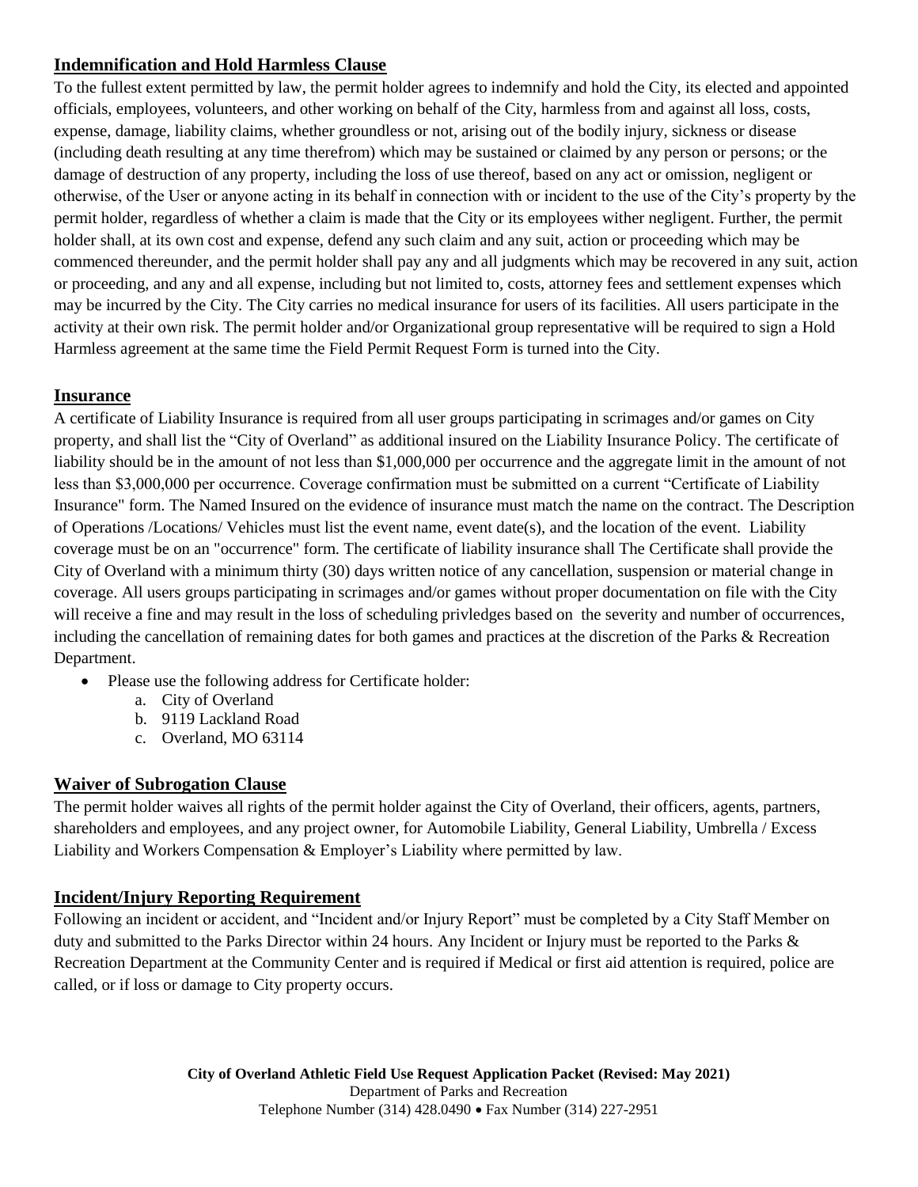## Indemnification and Hold Harmless Clause

To the fullest extent permitted by law, the permit holder agrees to indemnify and hold the City, its elected and appointed officials, employees, volunteers, and other working on behalf of the City, harmless from and against all loss, costs, expense, damage, liability claims, whether groundless or not, arising out of the bodily injury, sickness or disease (including death resulting at any time therefrom) which may be sustained or claimed by any person or persons; or the damage of destruction of any property, including the loss of use thereof, based on any act or omission, negligent or otherwise, of the User or anyone acting in its behalf in connection with or incident to the use of the City's property by the permit holder, regardless of whether a claim is made that the City or its employees wither negligent. Further, the permit holder shall, at its own cost and expense, defend any such claim and any suit, action or proceeding which may be commenced thereunder, and the permit holder shall pay any and all judgments which may be recovered in any suit, action or proceeding, and any and all expense, including but not limited to, costs, attorney fees and settlement expenses which may be incurred by the City. The City carries no medical insurance for users of its facilities. All users participate in the activity at their own risk. The permit holder and/or Organizational group representative will be required to sign a Hold Harmless agreement at the same time the Field Permit Request Form is turned into the City.

## Insurance

A certificate of Liability Insurance is required from all user groups participating in scrimages and/or games on City property, and shall list the "City of Overland" as additional insured on the Liability Insurance Policy. The certificate of liability should be in the amount of not less than $1,000,000 per occurrence and the aggregate limit in the amount of not less than $3,000,000 per occurrence. Coverage confirmation must be submitted on a current "Certificate of Liability Insurance" form. The Named Insured on the evidence of insurance must match the name on the contract. The Description of Operations /Locations/ Vehicles must list the event name, event date(s), and the location of the event. Liability coverage must be on an "occurrence" form. The certificate of liability insurance shall The Certificate shall provide the City of Overland with a minimum thirty (30) days written notice of any cancellation, suspension or material change in coverage. All users groups participating in scrimages and/or games without proper documentation on file with the City will receive a fine and may result in the loss of scheduling privledges based on the severity and number of occurrences, including the cancellation of remaining dates for both games and practices at the discretion of the Parks & Recreation Department.

- Please use the following address for Certificate holder:
  a. City of Overland
  b. 9119 Lackland Road
  c. Overland, MO 63114

## Waiver of Subrogation Clause

The permit holder waives all rights of the permit holder against the City of Overland, their officers, agents, partners, shareholders and employees, and any project owner, for Automobile Liability, General Liability, Umbrella / Excess Liability and Workers Compensation & Employer's Liability where permitted by law.

## Incident/Injury Reporting Requirement

Following an incident or accident, and "Incident and/or Injury Report" must be completed by a City Staff Member on duty and submitted to the Parks Director within 24 hours. Any Incident or Injury must be reported to the Parks & Recreation Department at the Community Center and is required if Medical or first aid attention is required, police are called, or if loss or damage to City property occurs.

**City of Overland Athletic Field Use Request Application Packet (Revised: May 2021)**
Department of Parks and Recreation
Telephone Number (314) 428.0490 • Fax Number (314) 227-2951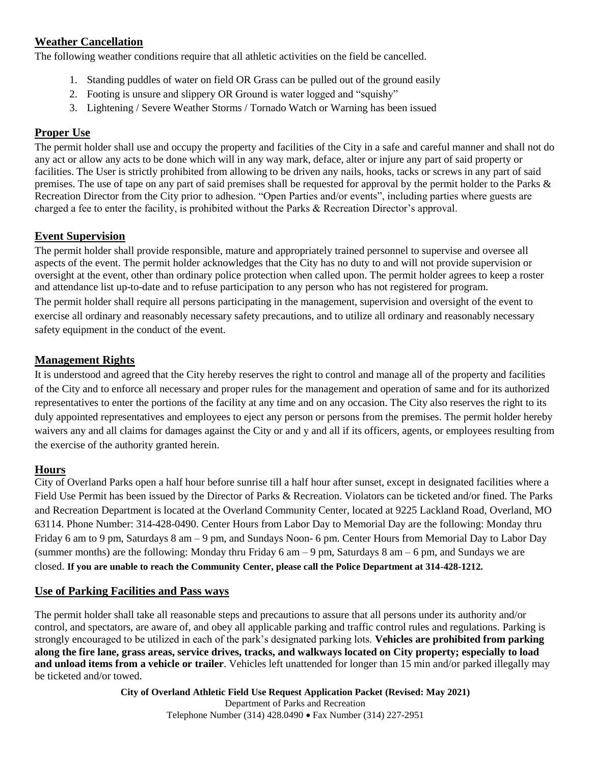## Weather Cancellation

The following weather conditions require that all athletic activities on the field be cancelled.

1. Standing puddles of water on field OR Grass can be pulled out of the ground easily
2. Footing is unsure and slippery OR Ground is water logged and "squishy"
3. Lightening / Severe Weather Storms / Tornado Watch or Warning has been issued

## Proper Use

The permit holder shall use and occupy the property and facilities of the City in a safe and careful manner and shall not do any act or allow any acts to be done which will in any way mark, deface, alter or injure any part of said property or facilities. The User is strictly prohibited from allowing to be driven any nails, hooks, tacks or screws in any part of said premises. The use of tape on any part of said premises shall be requested for approval by the permit holder to the Parks & Recreation Director from the City prior to adhesion. "Open Parties and/or events", including parties where guests are charged a fee to enter the facility, is prohibited without the Parks & Recreation Director's approval.

## Event Supervision

The permit holder shall provide responsible, mature and appropriately trained personnel to supervise and oversee all aspects of the event. The permit holder acknowledges that the City has no duty to and will not provide supervision or oversight at the event, other than ordinary police protection when called upon. The permit holder agrees to keep a roster and attendance list up-to-date and to refuse participation to any person who has not registered for program.

The permit holder shall require all persons participating in the management, supervision and oversight of the event to exercise all ordinary and reasonably necessary safety precautions, and to utilize all ordinary and reasonably necessary safety equipment in the conduct of the event.

## Management Rights

It is understood and agreed that the City hereby reserves the right to control and manage all of the property and facilities of the City and to enforce all necessary and proper rules for the management and operation of same and for its authorized representatives to enter the portions of the facility at any time and on any occasion. The City also reserves the right to its duly appointed representatives and employees to eject any person or persons from the premises. The permit holder hereby waivers any and all claims for damages against the City or and y and all if its officers, agents, or employees resulting from the exercise of the authority granted herein.

## Hours

City of Overland Parks open a half hour before sunrise till a half hour after sunset, except in designated facilities where a Field Use Permit has been issued by the Director of Parks & Recreation. Violators can be ticketed and/or fined. The Parks and Recreation Department is located at the Overland Community Center, located at 9225 Lackland Road, Overland, MO 63114. Phone Number: 314-428-0490. Center Hours from Labor Day to Memorial Day are the following: Monday thru Friday 6 am to 9 pm, Saturdays 8 am – 9 pm, and Sundays Noon- 6 pm. Center Hours from Memorial Day to Labor Day (summer months) are the following: Monday thru Friday 6 am – 9 pm, Saturdays 8 am – 6 pm, and Sundays we are closed. **If you are unable to reach the Community Center, please call the Police Department at 314-428-1212.**

## Use of Parking Facilities and Pass ways

The permit holder shall take all reasonable steps and precautions to assure that all persons under its authority and/or control, and spectators, are aware of, and obey all applicable parking and traffic control rules and regulations. Parking is strongly encouraged to be utilized in each of the park's designated parking lots. **Vehicles are prohibited from parking along the fire lane, grass areas, service drives, tracks, and walkways located on City property; especially to load and unload items from a vehicle or trailer**. Vehicles left unattended for longer than 15 min and/or parked illegally may be ticketed and/or towed.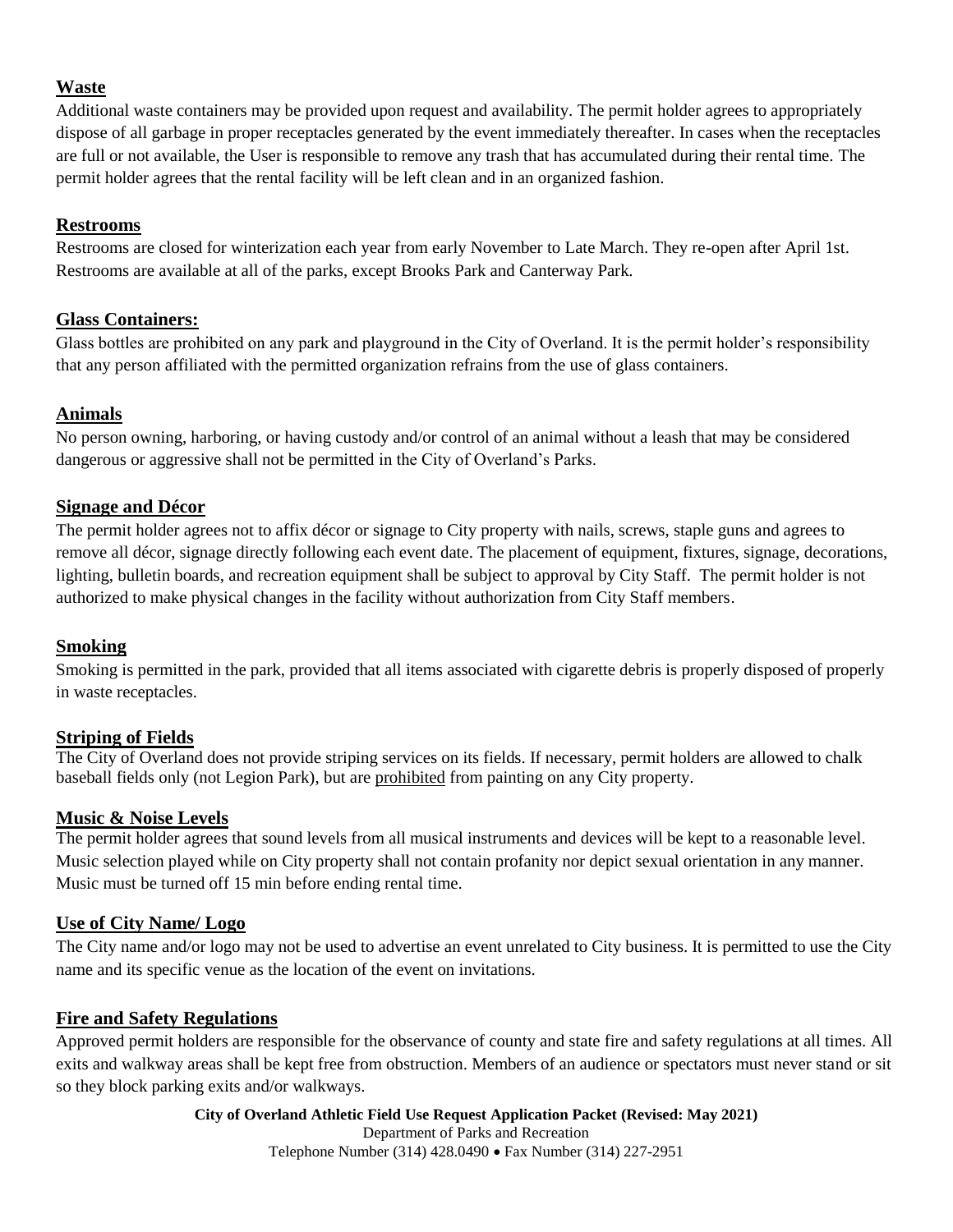## Waste

Additional waste containers may be provided upon request and availability. The permit holder agrees to appropriately dispose of all garbage in proper receptacles generated by the event immediately thereafter. In cases when the receptacles are full or not available, the User is responsible to remove any trash that has accumulated during their rental time. The permit holder agrees that the rental facility will be left clean and in an organized fashion.

## Restrooms

Restrooms are closed for winterization each year from early November to Late March. They re-open after April 1st. Restrooms are available at all of the parks, except Brooks Park and Canterway Park.

## Glass Containers:

Glass bottles are prohibited on any park and playground in the City of Overland. It is the permit holder's responsibility that any person affiliated with the permitted organization refrains from the use of glass containers.

## Animals

No person owning, harboring, or having custody and/or control of an animal without a leash that may be considered dangerous or aggressive shall not be permitted in the City of Overland's Parks.

## Signage and Décor

The permit holder agrees not to affix décor or signage to City property with nails, screws, staple guns and agrees to remove all décor, signage directly following each event date. The placement of equipment, fixtures, signage, decorations, lighting, bulletin boards, and recreation equipment shall be subject to approval by City Staff. The permit holder is not authorized to make physical changes in the facility without authorization from City Staff members.

## Smoking

Smoking is permitted in the park, provided that all items associated with cigarette debris is properly disposed of properly in waste receptacles.

## Striping of Fields

The City of Overland does not provide striping services on its fields. If necessary, permit holders are allowed to chalk baseball fields only (not Legion Park), but are prohibited from painting on any City property.

## Music & Noise Levels

The permit holder agrees that sound levels from all musical instruments and devices will be kept to a reasonable level. Music selection played while on City property shall not contain profanity nor depict sexual orientation in any manner. Music must be turned off 15 min before ending rental time.

## Use of City Name/ Logo

The City name and/or logo may not be used to advertise an event unrelated to City business. It is permitted to use the City name and its specific venue as the location of the event on invitations.

## Fire and Safety Regulations

Approved permit holders are responsible for the observance of county and state fire and safety regulations at all times. All exits and walkway areas shall be kept free from obstruction. Members of an audience or spectators must never stand or sit so they block parking exits and/or walkways.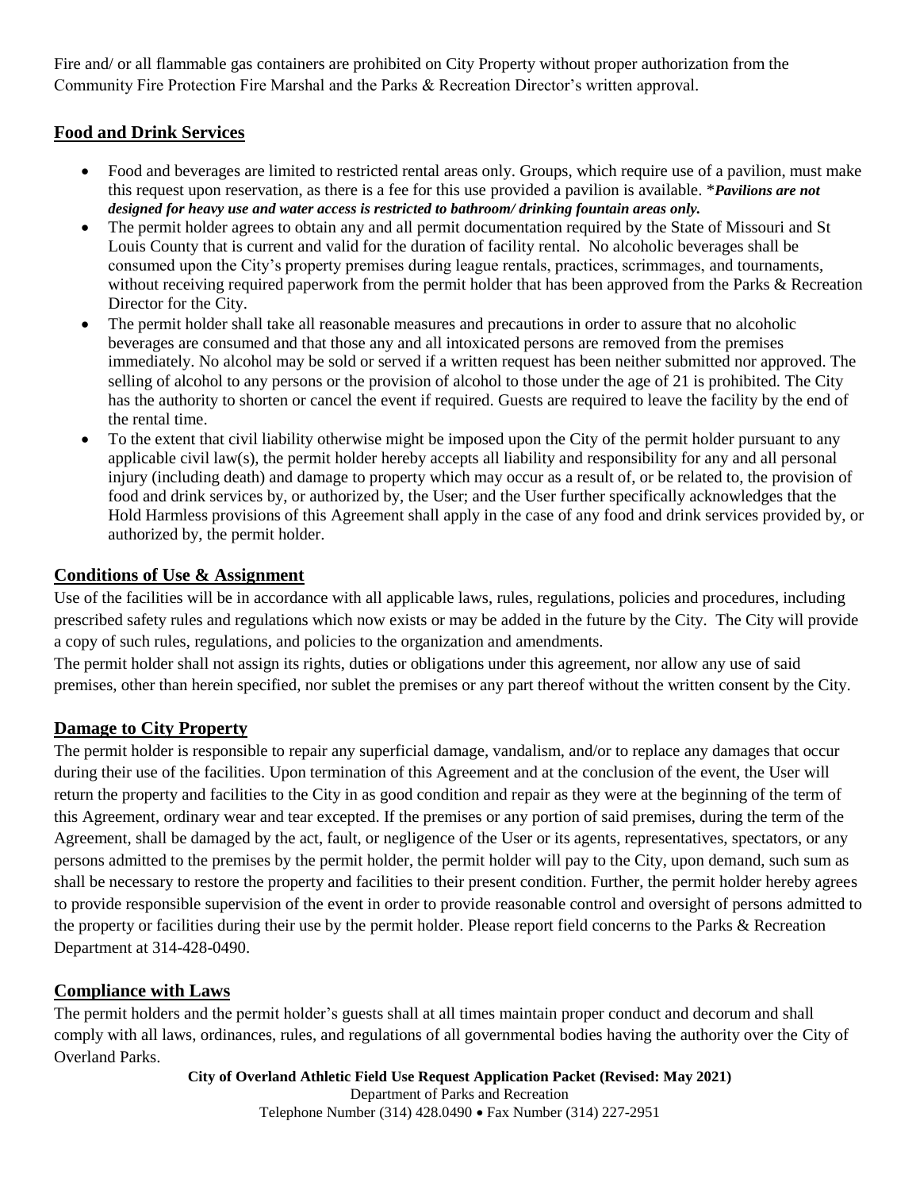Fire and/ or all flammable gas containers are prohibited on City Property without proper authorization from the Community Fire Protection Fire Marshal and the Parks & Recreation Director's written approval.

## Food and Drink Services

- Food and beverages are limited to restricted rental areas only. Groups, which require use of a pavilion, must make this request upon reservation, as there is a fee for this use provided a pavilion is available. ****Pavilions are not designed for heavy use and water access is restricted to bathroom/ drinking fountain areas only.***
- The permit holder agrees to obtain any and all permit documentation required by the State of Missouri and St Louis County that is current and valid for the duration of facility rental. No alcoholic beverages shall be consumed upon the City's property premises during league rentals, practices, scrimmages, and tournaments, without receiving required paperwork from the permit holder that has been approved from the Parks & Recreation Director for the City.
- The permit holder shall take all reasonable measures and precautions in order to assure that no alcoholic beverages are consumed and that those any and all intoxicated persons are removed from the premises immediately. No alcohol may be sold or served if a written request has been neither submitted nor approved. The selling of alcohol to any persons or the provision of alcohol to those under the age of 21 is prohibited. The City has the authority to shorten or cancel the event if required. Guests are required to leave the facility by the end of the rental time.
- To the extent that civil liability otherwise might be imposed upon the City of the permit holder pursuant to any applicable civil law(s), the permit holder hereby accepts all liability and responsibility for any and all personal injury (including death) and damage to property which may occur as a result of, or be related to, the provision of food and drink services by, or authorized by, the User; and the User further specifically acknowledges that the Hold Harmless provisions of this Agreement shall apply in the case of any food and drink services provided by, or authorized by, the permit holder.

## Conditions of Use & Assignment

Use of the facilities will be in accordance with all applicable laws, rules, regulations, policies and procedures, including prescribed safety rules and regulations which now exists or may be added in the future by the City. The City will provide a copy of such rules, regulations, and policies to the organization and amendments.

The permit holder shall not assign its rights, duties or obligations under this agreement, nor allow any use of said premises, other than herein specified, nor sublet the premises or any part thereof without the written consent by the City.

## Damage to City Property

The permit holder is responsible to repair any superficial damage, vandalism, and/or to replace any damages that occur during their use of the facilities. Upon termination of this Agreement and at the conclusion of the event, the User will return the property and facilities to the City in as good condition and repair as they were at the beginning of the term of this Agreement, ordinary wear and tear excepted. If the premises or any portion of said premises, during the term of the Agreement, shall be damaged by the act, fault, or negligence of the User or its agents, representatives, spectators, or any persons admitted to the premises by the permit holder, the permit holder will pay to the City, upon demand, such sum as shall be necessary to restore the property and facilities to their present condition. Further, the permit holder hereby agrees to provide responsible supervision of the event in order to provide reasonable control and oversight of persons admitted to the property or facilities during their use by the permit holder. Please report field concerns to the Parks & Recreation Department at 314-428-0490.

## Compliance with Laws

The permit holders and the permit holder's guests shall at all times maintain proper conduct and decorum and shall comply with all laws, ordinances, rules, and regulations of all governmental bodies having the authority over the City of Overland Parks.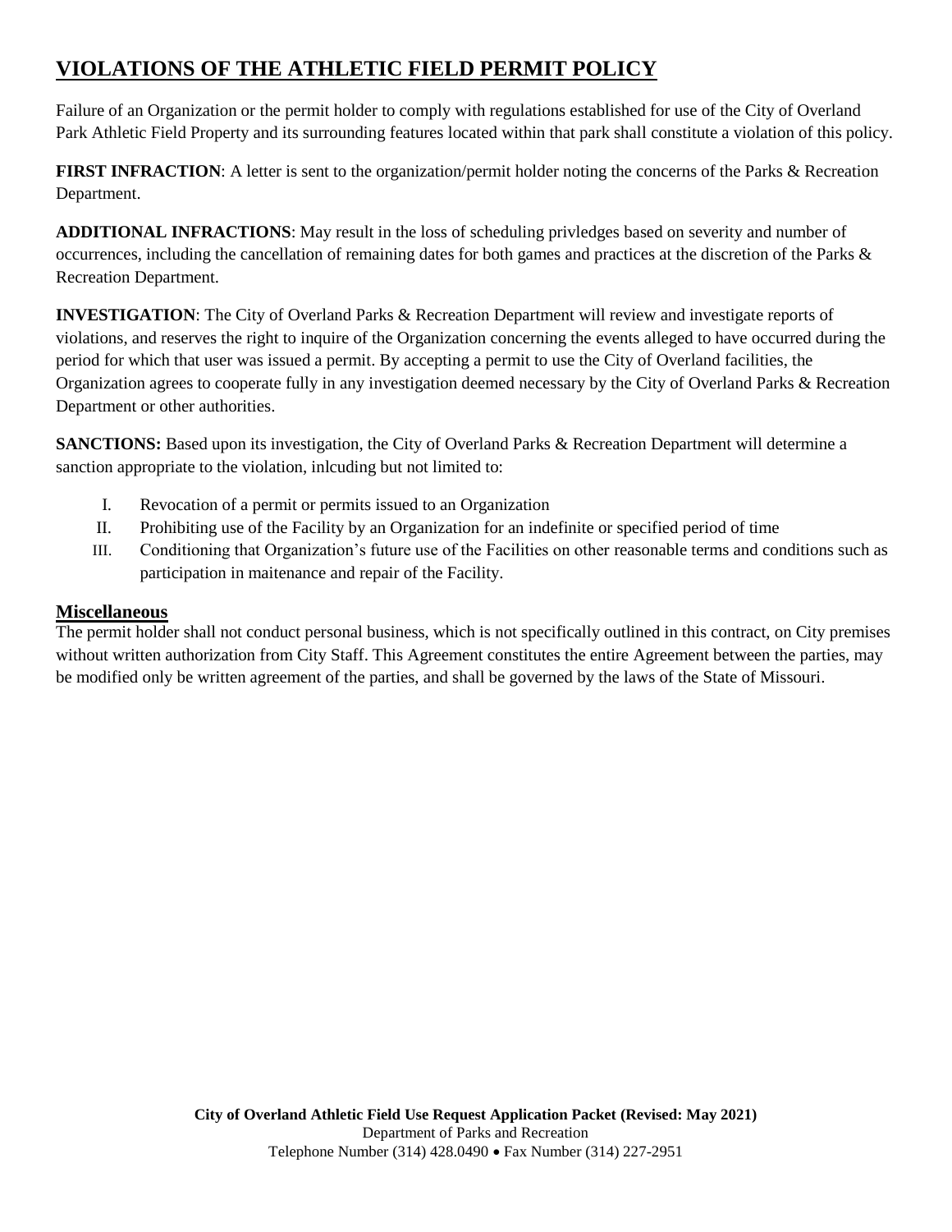# VIOLATIONS OF THE ATHLETIC FIELD PERMIT POLICY

Failure of an Organization or the permit holder to comply with regulations established for use of the City of Overland Park Athletic Field Property and its surrounding features located within that park shall constitute a violation of this policy.

**FIRST INFRACTION**: A letter is sent to the organization/permit holder noting the concerns of the Parks & Recreation Department.

**ADDITIONAL INFRACTIONS**: May result in the loss of scheduling privledges based on severity and number of occurrences, including the cancellation of remaining dates for both games and practices at the discretion of the Parks & Recreation Department.

**INVESTIGATION**: The City of Overland Parks & Recreation Department will review and investigate reports of violations, and reserves the right to inquire of the Organization concerning the events alleged to have occurred during the period for which that user was issued a permit. By accepting a permit to use the City of Overland facilities, the Organization agrees to cooperate fully in any investigation deemed necessary by the City of Overland Parks & Recreation Department or other authorities.

**SANCTIONS:** Based upon its investigation, the City of Overland Parks & Recreation Department will determine a sanction appropriate to the violation, inlcuding but not limited to:

I. Revocation of a permit or permits issued to an Organization
II. Prohibiting use of the Facility by an Organization for an indefinite or specified period of time
III. Conditioning that Organization's future use of the Facilities on other reasonable terms and conditions such as participation in maitenance and repair of the Facility.

## Miscellaneous

The permit holder shall not conduct personal business, which is not specifically outlined in this contract, on City premises without written authorization from City Staff. This Agreement constitutes the entire Agreement between the parties, may be modified only be written agreement of the parties, and shall be governed by the laws of the State of Missouri.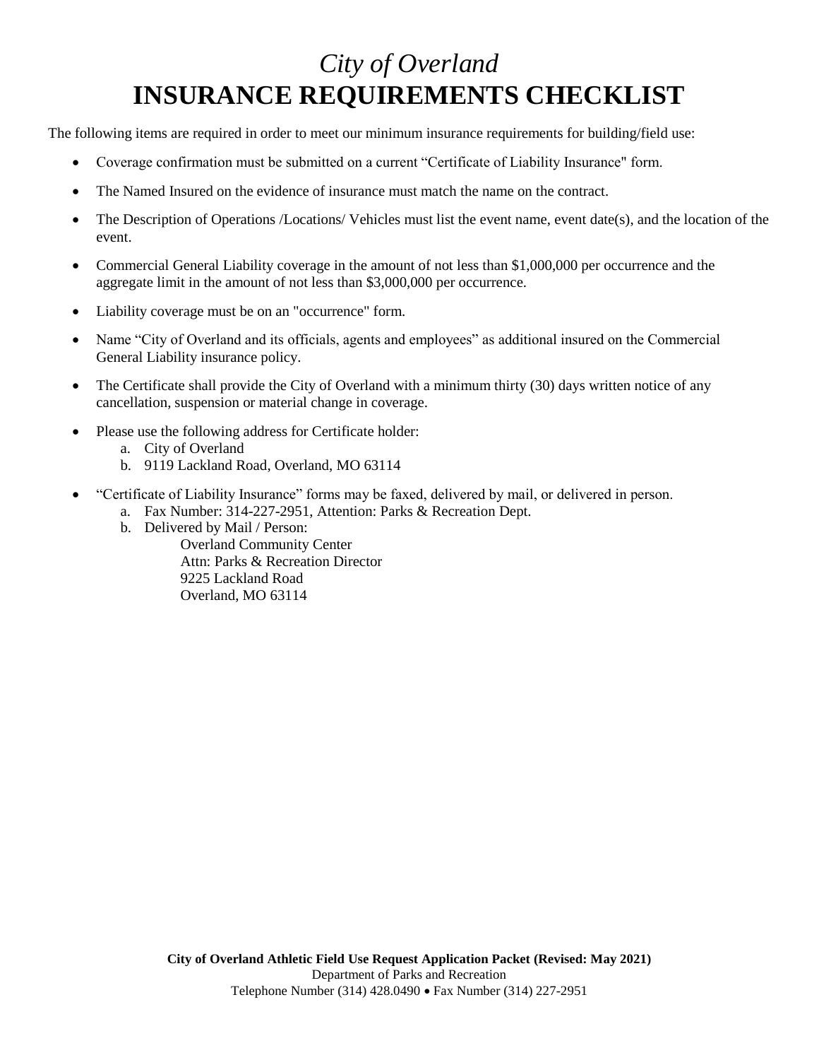# *City of Overland*
# INSURANCE REQUIREMENTS CHECKLIST

The following items are required in order to meet our minimum insurance requirements for building/field use:

- Coverage confirmation must be submitted on a current "Certificate of Liability Insurance" form.
- The Named Insured on the evidence of insurance must match the name on the contract.
- The Description of Operations /Locations/ Vehicles must list the event name, event date(s), and the location of the event.
- Commercial General Liability coverage in the amount of not less than $1,000,000 per occurrence and the aggregate limit in the amount of not less than $3,000,000 per occurrence.
- Liability coverage must be on an "occurrence" form.
- Name "City of Overland and its officials, agents and employees" as additional insured on the Commercial General Liability insurance policy.
- The Certificate shall provide the City of Overland with a minimum thirty (30) days written notice of any cancellation, suspension or material change in coverage.
- Please use the following address for Certificate holder:
  a. City of Overland
  b. 9119 Lackland Road, Overland, MO 63114
- "Certificate of Liability Insurance" forms may be faxed, delivered by mail, or delivered in person.
  a. Fax Number: 314-227-2951, Attention: Parks & Recreation Dept.
  b. Delivered by Mail / Person:
     Overland Community Center
     Attn: Parks & Recreation Director
     9225 Lackland Road
     Overland, MO 63114